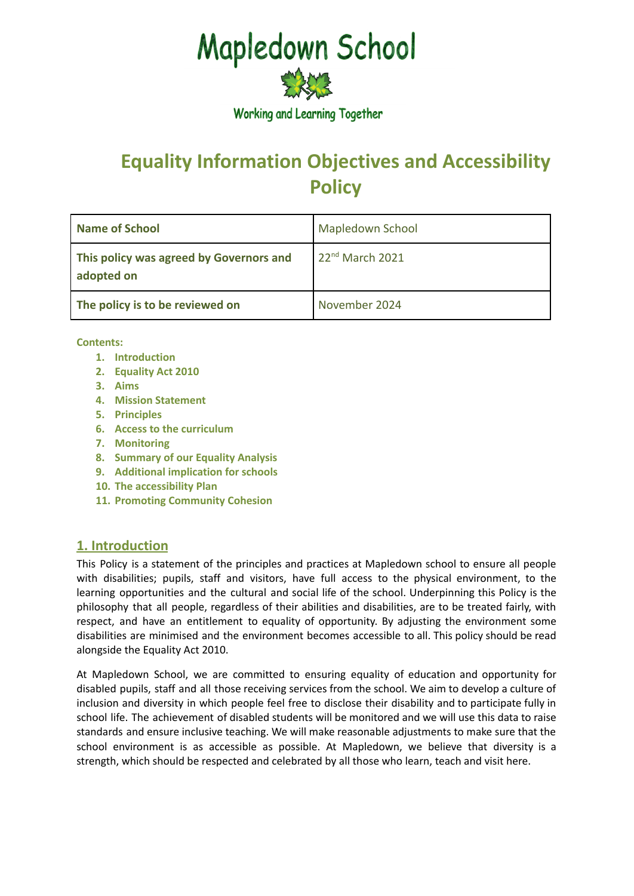# Mapledown School

Working and Learning Together

# Equality Information Objectives and Accessibility Policy

| **Name of School** | Mapledown School |
| --- | --- |
| **This policy was agreed by Governors and adopted on** | 22nd March 2021 |
| **The policy is to be reviewed on** | November 2024 |

**Contents:**

1. **Introduction**
2. **Equality Act 2010**
3. **Aims**
4. **Mission Statement**
5. **Principles**
6. **Access to the curriculum**
7. **Monitoring**
8. **Summary of our Equality Analysis**
9. **Additional implication for schools**
10. **The accessibility Plan**
11. **Promoting Community Cohesion**

## 1. Introduction

This Policy is a statement of the principles and practices at Mapledown school to ensure all people with disabilities; pupils, staff and visitors, have full access to the physical environment, to the learning opportunities and the cultural and social life of the school. Underpinning this Policy is the philosophy that all people, regardless of their abilities and disabilities, are to be treated fairly, with respect, and have an entitlement to equality of opportunity. By adjusting the environment some disabilities are minimised and the environment becomes accessible to all. This policy should be read alongside the Equality Act 2010.

At Mapledown School, we are committed to ensuring equality of education and opportunity for disabled pupils, staff and all those receiving services from the school. We aim to develop a culture of inclusion and diversity in which people feel free to disclose their disability and to participate fully in school life. The achievement of disabled students will be monitored and we will use this data to raise standards and ensure inclusive teaching. We will make reasonable adjustments to make sure that the school environment is as accessible as possible. At Mapledown, we believe that diversity is a strength, which should be respected and celebrated by all those who learn, teach and visit here.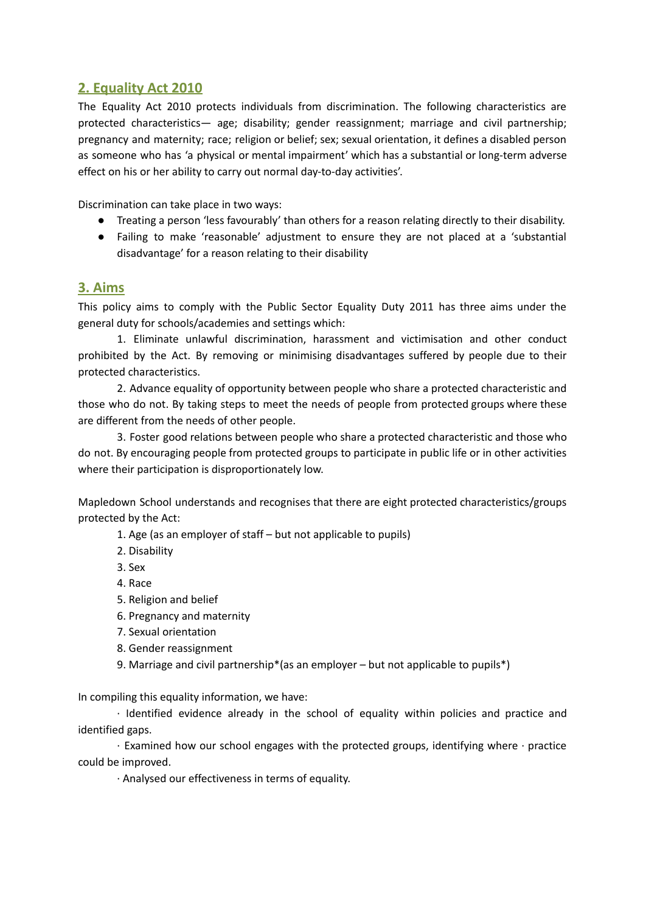## 2. Equality Act 2010

The Equality Act 2010 protects individuals from discrimination. The following characteristics are protected characteristics— age; disability; gender reassignment; marriage and civil partnership; pregnancy and maternity; race; religion or belief; sex; sexual orientation, it defines a disabled person as someone who has 'a physical or mental impairment' which has a substantial or long-term adverse effect on his or her ability to carry out normal day-to-day activities'.

Discrimination can take place in two ways:

- Treating a person 'less favourably' than others for a reason relating directly to their disability.
- Failing to make 'reasonable' adjustment to ensure they are not placed at a 'substantial disadvantage' for a reason relating to their disability

## 3. Aims

This policy aims to comply with the Public Sector Equality Duty 2011 has three aims under the general duty for schools/academies and settings which:

1. Eliminate unlawful discrimination, harassment and victimisation and other conduct prohibited by the Act. By removing or minimising disadvantages suffered by people due to their protected characteristics.

2. Advance equality of opportunity between people who share a protected characteristic and those who do not. By taking steps to meet the needs of people from protected groups where these are different from the needs of other people.

3. Foster good relations between people who share a protected characteristic and those who do not. By encouraging people from protected groups to participate in public life or in other activities where their participation is disproportionately low.

Mapledown School understands and recognises that there are eight protected characteristics/groups protected by the Act:

1. Age (as an employer of staff – but not applicable to pupils)
2. Disability
3. Sex
4. Race
5. Religion and belief
6. Pregnancy and maternity
7. Sexual orientation
8. Gender reassignment
9. Marriage and civil partnership*(as an employer – but not applicable to pupils*)

In compiling this equality information, we have:

· Identified evidence already in the school of equality within policies and practice and identified gaps.

· Examined how our school engages with the protected groups, identifying where · practice could be improved.

· Analysed our effectiveness in terms of equality.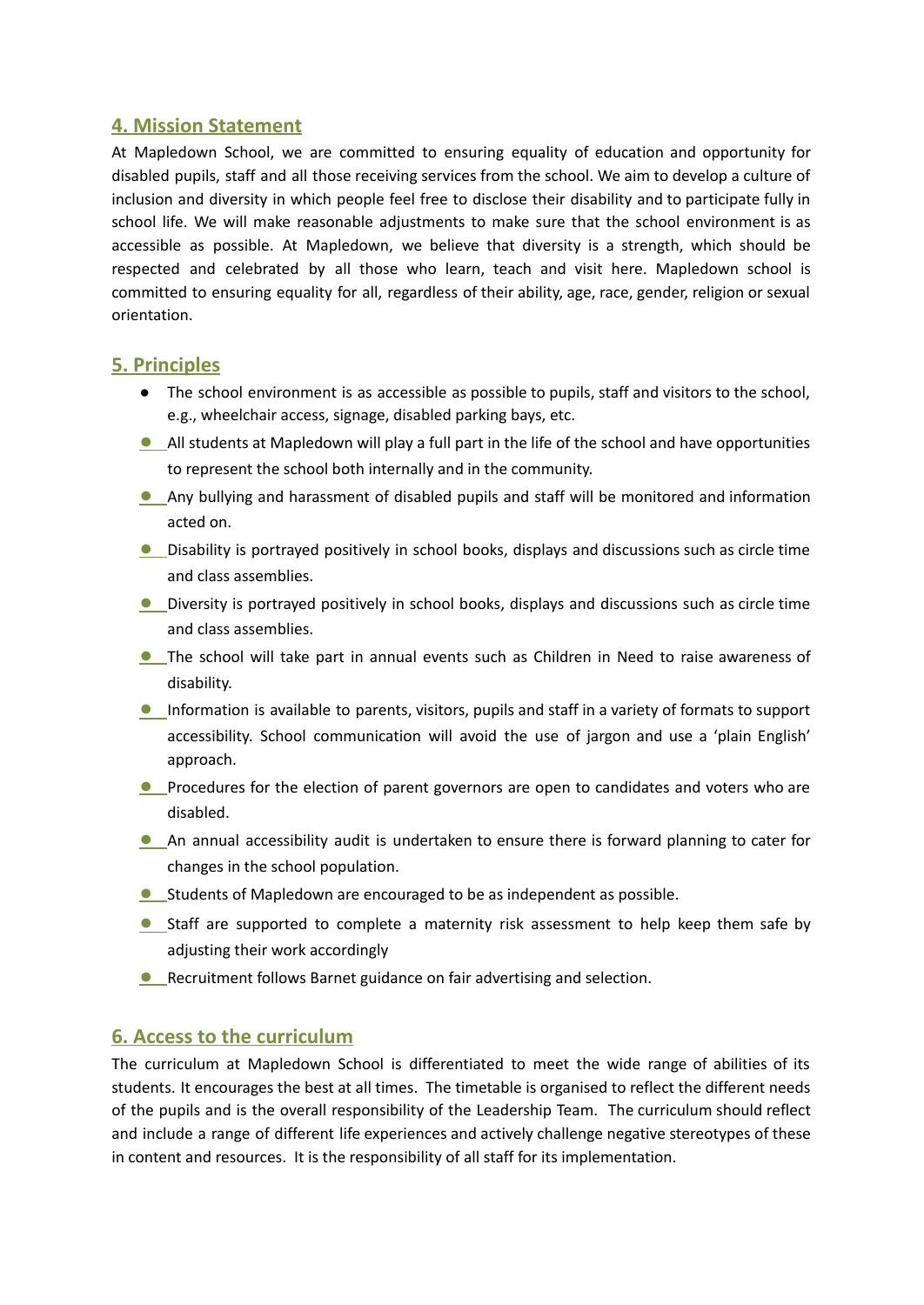## 4. Mission Statement

At Mapledown School, we are committed to ensuring equality of education and opportunity for disabled pupils, staff and all those receiving services from the school. We aim to develop a culture of inclusion and diversity in which people feel free to disclose their disability and to participate fully in school life. We will make reasonable adjustments to make sure that the school environment is as accessible as possible. At Mapledown, we believe that diversity is a strength, which should be respected and celebrated by all those who learn, teach and visit here. Mapledown school is committed to ensuring equality for all, regardless of their ability, age, race, gender, religion or sexual orientation.

## 5. Principles

- The school environment is as accessible as possible to pupils, staff and visitors to the school, e.g., wheelchair access, signage, disabled parking bays, etc.
- All students at Mapledown will play a full part in the life of the school and have opportunities to represent the school both internally and in the community.
- Any bullying and harassment of disabled pupils and staff will be monitored and information acted on.
- Disability is portrayed positively in school books, displays and discussions such as circle time and class assemblies.
- Diversity is portrayed positively in school books, displays and discussions such as circle time and class assemblies.
- The school will take part in annual events such as Children in Need to raise awareness of disability.
- Information is available to parents, visitors, pupils and staff in a variety of formats to support accessibility. School communication will avoid the use of jargon and use a 'plain English' approach.
- Procedures for the election of parent governors are open to candidates and voters who are disabled.
- An annual accessibility audit is undertaken to ensure there is forward planning to cater for changes in the school population.
- Students of Mapledown are encouraged to be as independent as possible.
- Staff are supported to complete a maternity risk assessment to help keep them safe by adjusting their work accordingly
- Recruitment follows Barnet guidance on fair advertising and selection.

## 6. Access to the curriculum

The curriculum at Mapledown School is differentiated to meet the wide range of abilities of its students. It encourages the best at all times. The timetable is organised to reflect the different needs of the pupils and is the overall responsibility of the Leadership Team. The curriculum should reflect and include a range of different life experiences and actively challenge negative stereotypes of these in content and resources. It is the responsibility of all staff for its implementation.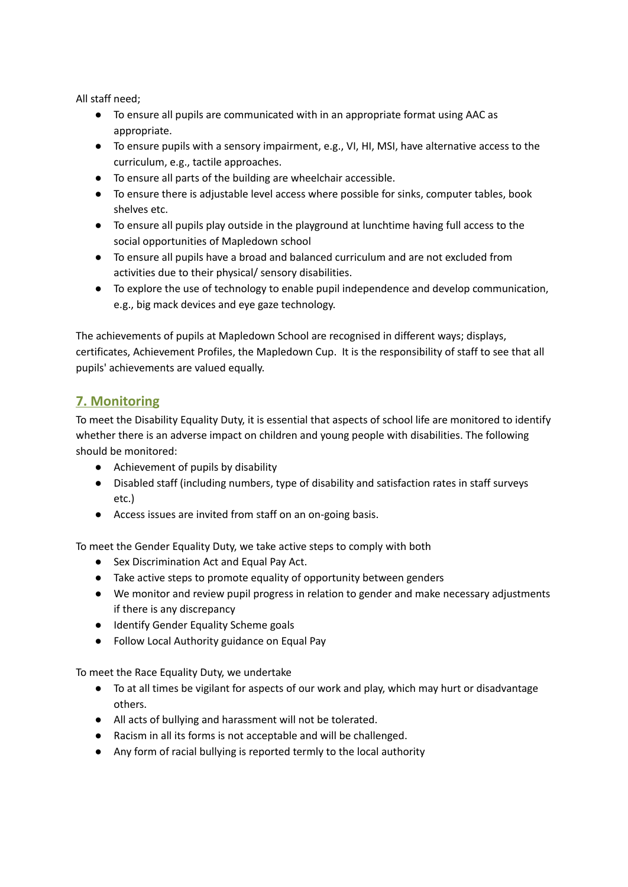All staff need;

- To ensure all pupils are communicated with in an appropriate format using AAC as appropriate.
- To ensure pupils with a sensory impairment, e.g., VI, HI, MSI, have alternative access to the curriculum, e.g., tactile approaches.
- To ensure all parts of the building are wheelchair accessible.
- To ensure there is adjustable level access where possible for sinks, computer tables, book shelves etc.
- To ensure all pupils play outside in the playground at lunchtime having full access to the social opportunities of Mapledown school
- To ensure all pupils have a broad and balanced curriculum and are not excluded from activities due to their physical/ sensory disabilities.
- To explore the use of technology to enable pupil independence and develop communication, e.g., big mack devices and eye gaze technology.

The achievements of pupils at Mapledown School are recognised in different ways; displays, certificates, Achievement Profiles, the Mapledown Cup. It is the responsibility of staff to see that all pupils' achievements are valued equally.

## 7. Monitoring

To meet the Disability Equality Duty, it is essential that aspects of school life are monitored to identify whether there is an adverse impact on children and young people with disabilities. The following should be monitored:

- Achievement of pupils by disability
- Disabled staff (including numbers, type of disability and satisfaction rates in staff surveys etc.)
- Access issues are invited from staff on an on-going basis.

To meet the Gender Equality Duty, we take active steps to comply with both

- Sex Discrimination Act and Equal Pay Act.
- Take active steps to promote equality of opportunity between genders
- We monitor and review pupil progress in relation to gender and make necessary adjustments if there is any discrepancy
- Identify Gender Equality Scheme goals
- Follow Local Authority guidance on Equal Pay

To meet the Race Equality Duty, we undertake

- To at all times be vigilant for aspects of our work and play, which may hurt or disadvantage others.
- All acts of bullying and harassment will not be tolerated.
- Racism in all its forms is not acceptable and will be challenged.
- Any form of racial bullying is reported termly to the local authority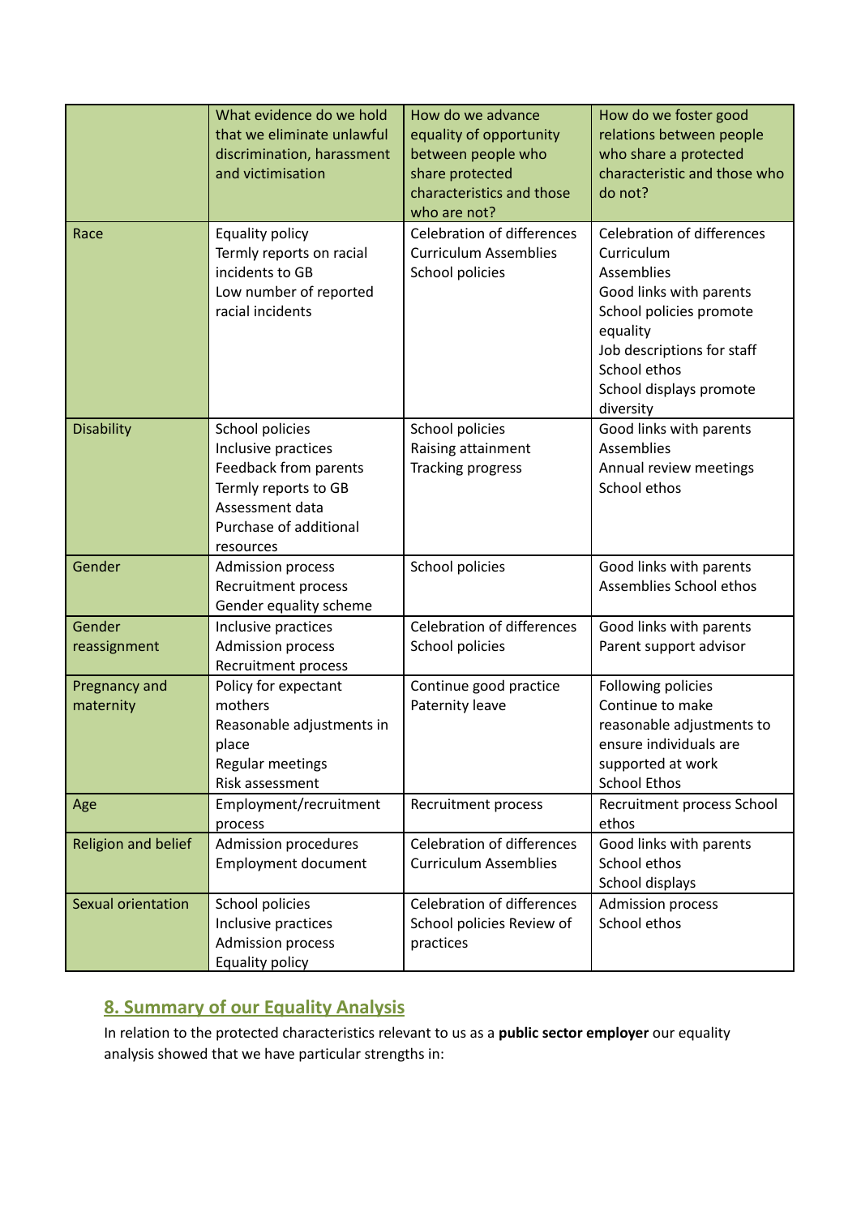| | What evidence do we hold that we eliminate unlawful discrimination, harassment and victimisation | How do we advance equality of opportunity between people who share protected characteristics and those who are not? | How do we foster good relations between people who share a protected characteristic and those who do not? |
|---|---|---|---|
| Race | Equality policy<br>Termly reports on racial incidents to GB<br>Low number of reported racial incidents | Celebration of differences<br>Curriculum Assemblies<br>School policies | Celebration of differences<br>Curriculum<br>Assemblies<br>Good links with parents<br>School policies promote equality<br>Job descriptions for staff<br>School ethos<br>School displays promote diversity |
| Disability | School policies<br>Inclusive practices<br>Feedback from parents<br>Termly reports to GB<br>Assessment data<br>Purchase of additional resources | School policies<br>Raising attainment<br>Tracking progress | Good links with parents<br>Assemblies<br>Annual review meetings<br>School ethos |
| Gender | Admission process<br>Recruitment process<br>Gender equality scheme | School policies | Good links with parents<br>Assemblies School ethos |
| Gender reassignment | Inclusive practices<br>Admission process<br>Recruitment process | Celebration of differences<br>School policies | Good links with parents<br>Parent support advisor |
| Pregnancy and maternity | Policy for expectant mothers<br>Reasonable adjustments in place<br>Regular meetings<br>Risk assessment | Continue good practice<br>Paternity leave | Following policies<br>Continue to make reasonable adjustments to ensure individuals are supported at work<br>School Ethos |
| Age | Employment/recruitment process | Recruitment process | Recruitment process School ethos |
| Religion and belief | Admission procedures<br>Employment document | Celebration of differences<br>Curriculum Assemblies | Good links with parents<br>School ethos<br>School displays |
| Sexual orientation | School policies<br>Inclusive practices<br>Admission process<br>Equality policy | Celebration of differences<br>School policies Review of practices | Admission process<br>School ethos |

## 8. Summary of our Equality Analysis

In relation to the protected characteristics relevant to us as a **public sector employer** our equality analysis showed that we have particular strengths in: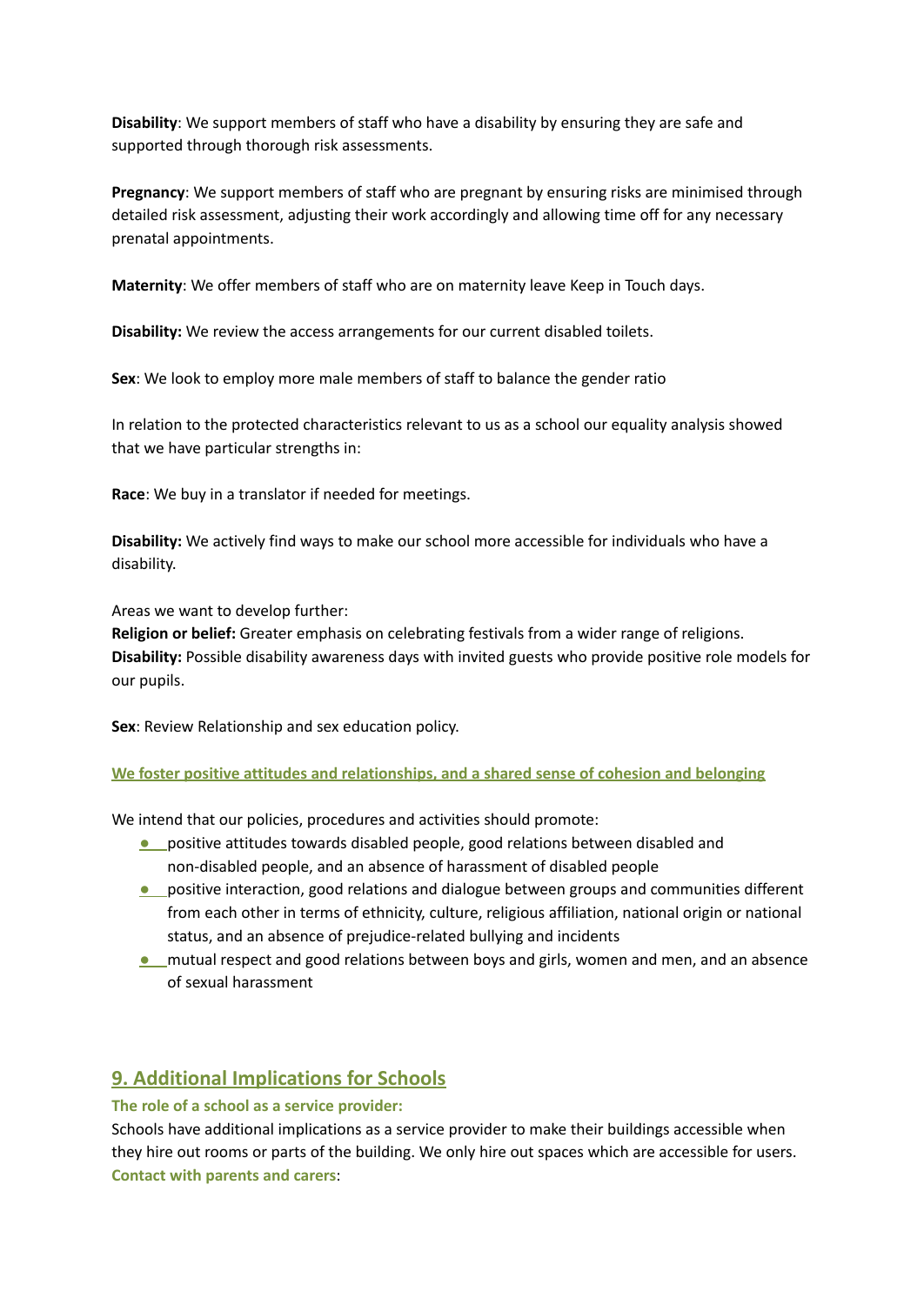**Disability**: We support members of staff who have a disability by ensuring they are safe and supported through thorough risk assessments.

**Pregnancy**: We support members of staff who are pregnant by ensuring risks are minimised through detailed risk assessment, adjusting their work accordingly and allowing time off for any necessary prenatal appointments.

**Maternity**: We offer members of staff who are on maternity leave Keep in Touch days.

**Disability:** We review the access arrangements for our current disabled toilets.

**Sex**: We look to employ more male members of staff to balance the gender ratio

In relation to the protected characteristics relevant to us as a school our equality analysis showed that we have particular strengths in:

**Race**: We buy in a translator if needed for meetings.

**Disability:** We actively find ways to make our school more accessible for individuals who have a disability.

Areas we want to develop further:
**Religion or belief:** Greater emphasis on celebrating festivals from a wider range of religions.
**Disability:** Possible disability awareness days with invited guests who provide positive role models for our pupils.

**Sex**: Review Relationship and sex education policy.

**We foster positive attitudes and relationships, and a shared sense of cohesion and belonging**

We intend that our policies, procedures and activities should promote:

- positive attitudes towards disabled people, good relations between disabled and non-disabled people, and an absence of harassment of disabled people
- positive interaction, good relations and dialogue between groups and communities different from each other in terms of ethnicity, culture, religious affiliation, national origin or national status, and an absence of prejudice-related bullying and incidents
- mutual respect and good relations between boys and girls, women and men, and an absence of sexual harassment

## 9. Additional Implications for Schools

**The role of a school as a service provider:**
Schools have additional implications as a service provider to make their buildings accessible when they hire out rooms or parts of the building. We only hire out spaces which are accessible for users.
**Contact with parents and carers**: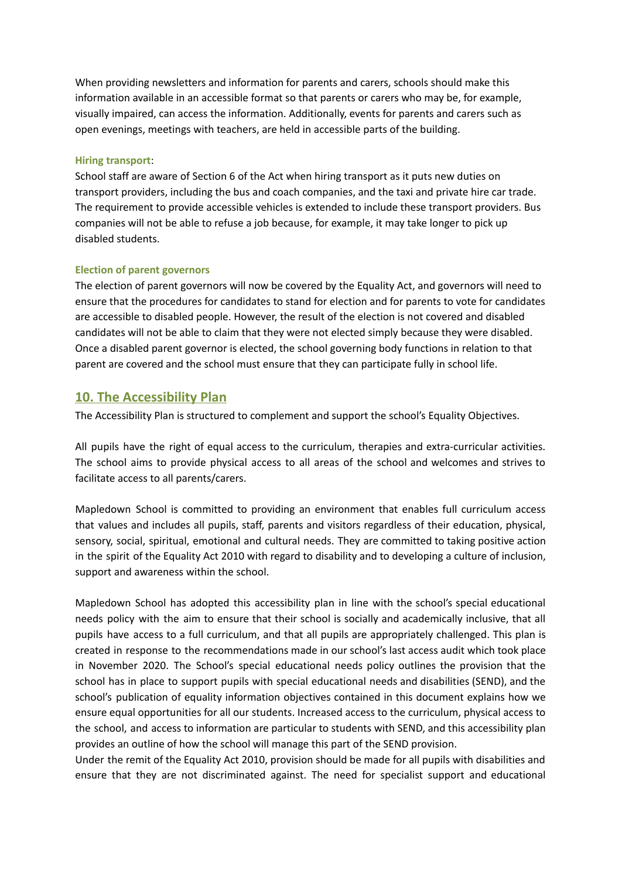When providing newsletters and information for parents and carers, schools should make this information available in an accessible format so that parents or carers who may be, for example, visually impaired, can access the information. Additionally, events for parents and carers such as open evenings, meetings with teachers, are held in accessible parts of the building.

**Hiring transport**:

School staff are aware of Section 6 of the Act when hiring transport as it puts new duties on transport providers, including the bus and coach companies, and the taxi and private hire car trade. The requirement to provide accessible vehicles is extended to include these transport providers. Bus companies will not be able to refuse a job because, for example, it may take longer to pick up disabled students.

**Election of parent governors**

The election of parent governors will now be covered by the Equality Act, and governors will need to ensure that the procedures for candidates to stand for election and for parents to vote for candidates are accessible to disabled people. However, the result of the election is not covered and disabled candidates will not be able to claim that they were not elected simply because they were disabled. Once a disabled parent governor is elected, the school governing body functions in relation to that parent are covered and the school must ensure that they can participate fully in school life.

## 10. The Accessibility Plan

The Accessibility Plan is structured to complement and support the school's Equality Objectives.

All pupils have the right of equal access to the curriculum, therapies and extra-curricular activities. The school aims to provide physical access to all areas of the school and welcomes and strives to facilitate access to all parents/carers.

Mapledown School is committed to providing an environment that enables full curriculum access that values and includes all pupils, staff, parents and visitors regardless of their education, physical, sensory, social, spiritual, emotional and cultural needs. They are committed to taking positive action in the spirit of the Equality Act 2010 with regard to disability and to developing a culture of inclusion, support and awareness within the school.

Mapledown School has adopted this accessibility plan in line with the school's special educational needs policy with the aim to ensure that their school is socially and academically inclusive, that all pupils have access to a full curriculum, and that all pupils are appropriately challenged. This plan is created in response to the recommendations made in our school's last access audit which took place in November 2020. The School's special educational needs policy outlines the provision that the school has in place to support pupils with special educational needs and disabilities (SEND), and the school's publication of equality information objectives contained in this document explains how we ensure equal opportunities for all our students. Increased access to the curriculum, physical access to the school, and access to information are particular to students with SEND, and this accessibility plan provides an outline of how the school will manage this part of the SEND provision.

Under the remit of the Equality Act 2010, provision should be made for all pupils with disabilities and ensure that they are not discriminated against. The need for specialist support and educational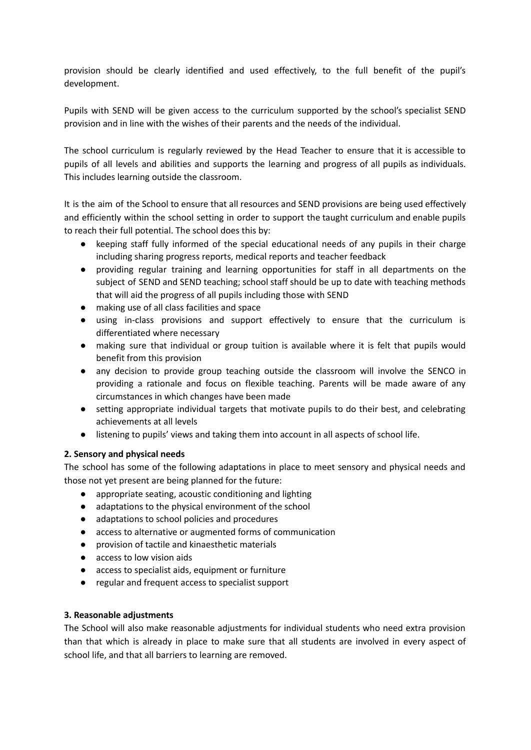provision should be clearly identified and used effectively, to the full benefit of the pupil's development.

Pupils with SEND will be given access to the curriculum supported by the school's specialist SEND provision and in line with the wishes of their parents and the needs of the individual.

The school curriculum is regularly reviewed by the Head Teacher to ensure that it is accessible to pupils of all levels and abilities and supports the learning and progress of all pupils as individuals. This includes learning outside the classroom.

It is the aim of the School to ensure that all resources and SEND provisions are being used effectively and efficiently within the school setting in order to support the taught curriculum and enable pupils to reach their full potential. The school does this by:

- keeping staff fully informed of the special educational needs of any pupils in their charge including sharing progress reports, medical reports and teacher feedback
- providing regular training and learning opportunities for staff in all departments on the subject of SEND and SEND teaching; school staff should be up to date with teaching methods that will aid the progress of all pupils including those with SEND
- making use of all class facilities and space
- using in-class provisions and support effectively to ensure that the curriculum is differentiated where necessary
- making sure that individual or group tuition is available where it is felt that pupils would benefit from this provision
- any decision to provide group teaching outside the classroom will involve the SENCO in providing a rationale and focus on flexible teaching. Parents will be made aware of any circumstances in which changes have been made
- setting appropriate individual targets that motivate pupils to do their best, and celebrating achievements at all levels
- listening to pupils' views and taking them into account in all aspects of school life.

**2. Sensory and physical needs**

The school has some of the following adaptations in place to meet sensory and physical needs and those not yet present are being planned for the future:

- appropriate seating, acoustic conditioning and lighting
- adaptations to the physical environment of the school
- adaptations to school policies and procedures
- access to alternative or augmented forms of communication
- provision of tactile and kinaesthetic materials
- access to low vision aids
- access to specialist aids, equipment or furniture
- regular and frequent access to specialist support

**3. Reasonable adjustments**

The School will also make reasonable adjustments for individual students who need extra provision than that which is already in place to make sure that all students are involved in every aspect of school life, and that all barriers to learning are removed.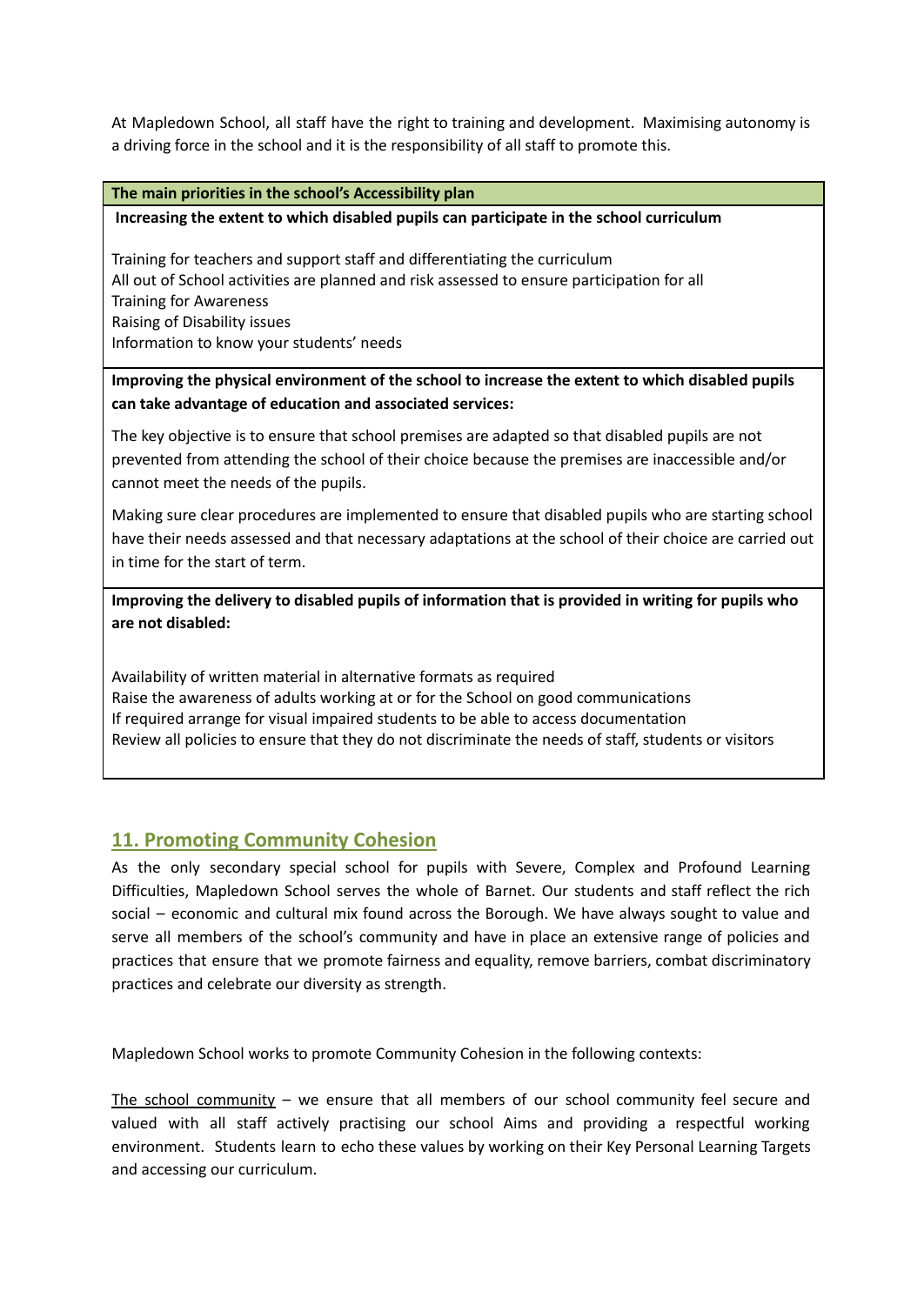At Mapledown School, all staff have the right to training and development. Maximising autonomy is a driving force in the school and it is the responsibility of all staff to promote this.

| The main priorities in the school's Accessibility plan |
|---|
| **Increasing the extent to which disabled pupils can participate in the school curriculum**<br><br>Training for teachers and support staff and differentiating the curriculum<br>All out of School activities are planned and risk assessed to ensure participation for all<br>Training for Awareness<br>Raising of Disability issues<br>Information to know your students' needs |
| **Improving the physical environment of the school to increase the extent to which disabled pupils can take advantage of education and associated services:**<br><br>The key objective is to ensure that school premises are adapted so that disabled pupils are not prevented from attending the school of their choice because the premises are inaccessible and/or cannot meet the needs of the pupils.<br><br>Making sure clear procedures are implemented to ensure that disabled pupils who are starting school have their needs assessed and that necessary adaptations at the school of their choice are carried out in time for the start of term. |
| **Improving the delivery to disabled pupils of information that is provided in writing for pupils who are not disabled:**<br><br>Availability of written material in alternative formats as required<br>Raise the awareness of adults working at or for the School on good communications<br>If required arrange for visual impaired students to be able to access documentation<br>Review all policies to ensure that they do not discriminate the needs of staff, students or visitors |

## 11. Promoting Community Cohesion

As the only secondary special school for pupils with Severe, Complex and Profound Learning Difficulties, Mapledown School serves the whole of Barnet. Our students and staff reflect the rich social – economic and cultural mix found across the Borough. We have always sought to value and serve all members of the school's community and have in place an extensive range of policies and practices that ensure that we promote fairness and equality, remove barriers, combat discriminatory practices and celebrate our diversity as strength.

Mapledown School works to promote Community Cohesion in the following contexts:

<u>The school community</u> – we ensure that all members of our school community feel secure and valued with all staff actively practising our school Aims and providing a respectful working environment. Students learn to echo these values by working on their Key Personal Learning Targets and accessing our curriculum.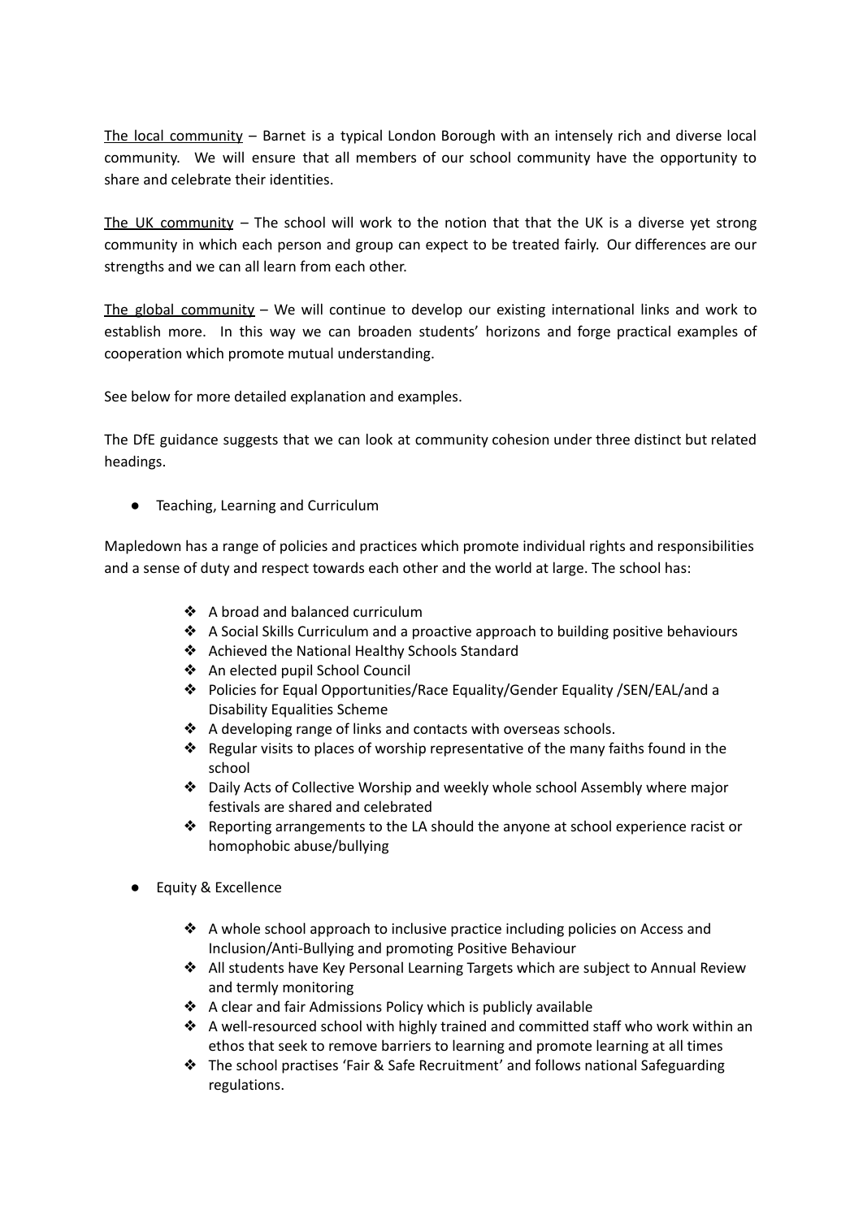<u>The local community</u> – Barnet is a typical London Borough with an intensely rich and diverse local community. We will ensure that all members of our school community have the opportunity to share and celebrate their identities.

<u>The UK community</u> – The school will work to the notion that that the UK is a diverse yet strong community in which each person and group can expect to be treated fairly. Our differences are our strengths and we can all learn from each other.

<u>The global community</u> – We will continue to develop our existing international links and work to establish more. In this way we can broaden students' horizons and forge practical examples of cooperation which promote mutual understanding.

See below for more detailed explanation and examples.

The DfE guidance suggests that we can look at community cohesion under three distinct but related headings.

- Teaching, Learning and Curriculum

Mapledown has a range of policies and practices which promote individual rights and responsibilities and a sense of duty and respect towards each other and the world at large. The school has:

- A broad and balanced curriculum
- A Social Skills Curriculum and a proactive approach to building positive behaviours
- Achieved the National Healthy Schools Standard
- An elected pupil School Council
- Policies for Equal Opportunities/Race Equality/Gender Equality /SEN/EAL/and a Disability Equalities Scheme
- A developing range of links and contacts with overseas schools.
- Regular visits to places of worship representative of the many faiths found in the school
- Daily Acts of Collective Worship and weekly whole school Assembly where major festivals are shared and celebrated
- Reporting arrangements to the LA should the anyone at school experience racist or homophobic abuse/bullying

- Equity & Excellence
    - A whole school approach to inclusive practice including policies on Access and Inclusion/Anti-Bullying and promoting Positive Behaviour
    - All students have Key Personal Learning Targets which are subject to Annual Review and termly monitoring
    - A clear and fair Admissions Policy which is publicly available
    - A well-resourced school with highly trained and committed staff who work within an ethos that seek to remove barriers to learning and promote learning at all times
    - The school practises 'Fair & Safe Recruitment' and follows national Safeguarding regulations.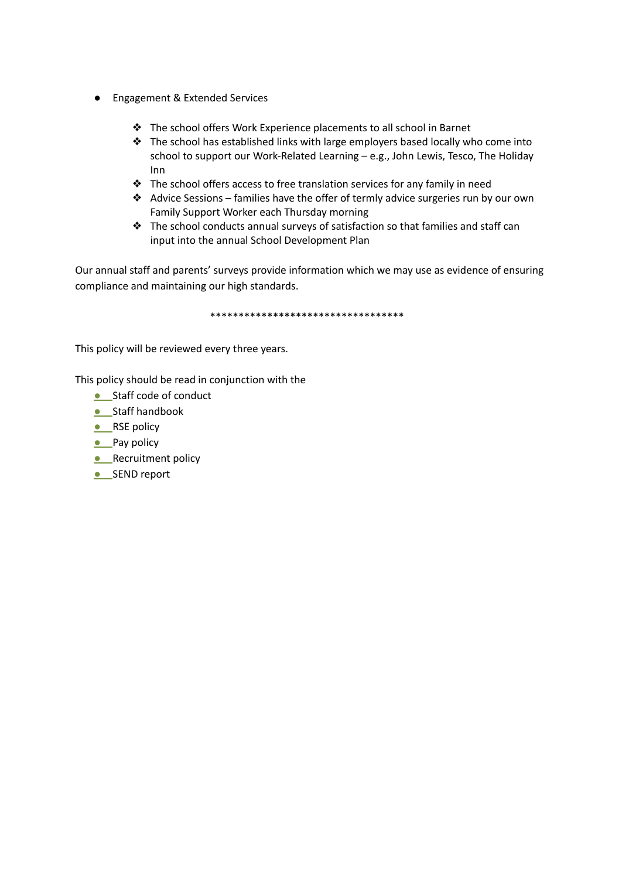- Engagement & Extended Services

    - The school offers Work Experience placements to all school in Barnet
    - The school has established links with large employers based locally who come into school to support our Work-Related Learning – e.g., John Lewis, Tesco, The Holiday Inn
    - The school offers access to free translation services for any family in need
    - Advice Sessions – families have the offer of termly advice surgeries run by our own Family Support Worker each Thursday morning
    - The school conducts annual surveys of satisfaction so that families and staff can input into the annual School Development Plan

Our annual staff and parents' surveys provide information which we may use as evidence of ensuring compliance and maintaining our high standards.

**********************************

This policy will be reviewed every three years.

This policy should be read in conjunction with the

- Staff code of conduct
- Staff handbook
- RSE policy
- Pay policy
- Recruitment policy
- SEND report